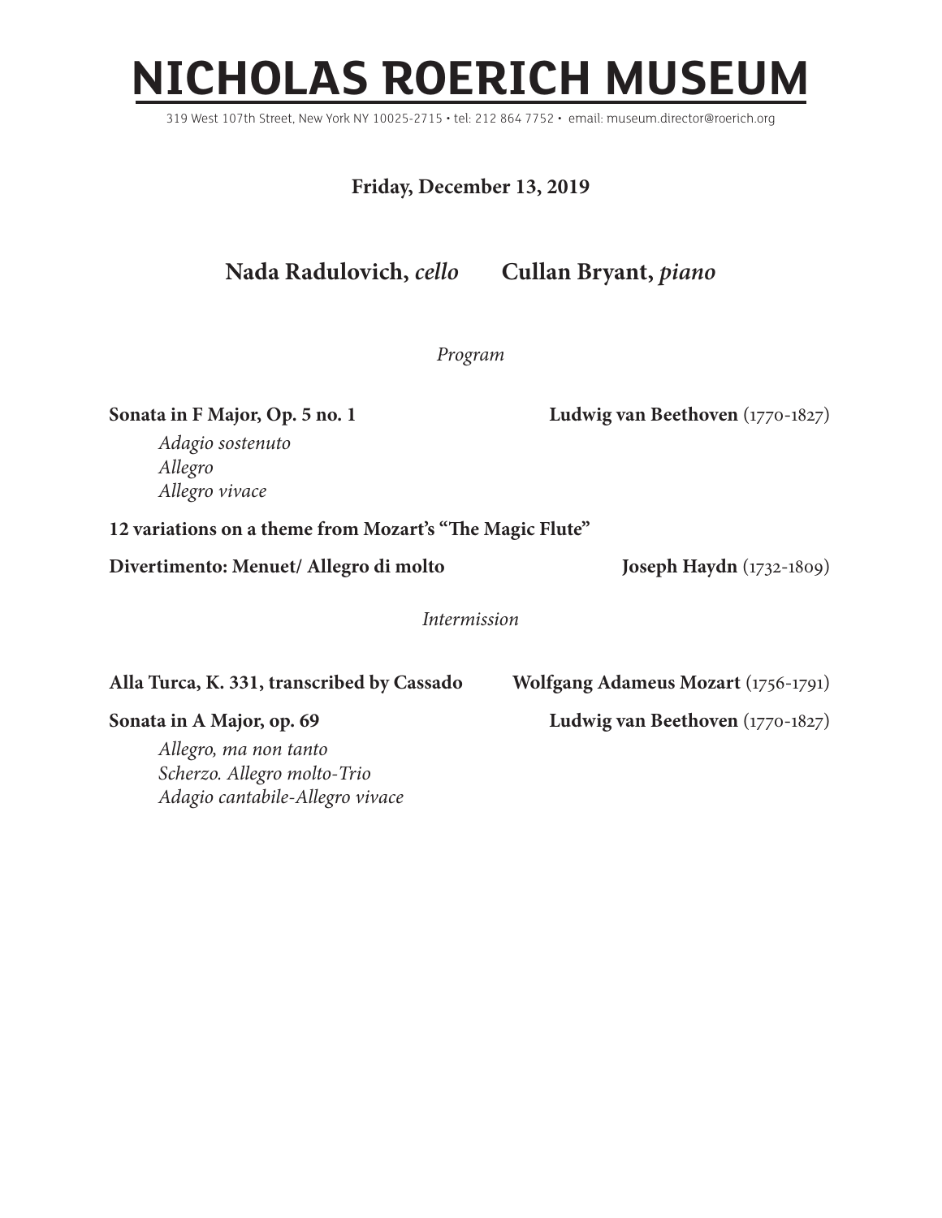# NICHOLAS ROERICH MUSEUM

319 West 107th Street, New York NY 10025-2715 • tel: 212 864 7752 • email: museum.director@roerich.org

**Friday, December 13, 2019**

## Nada Radulovich, *cello* Cullan Bryant, *piano*

*Program*

**Sonata in F Major, Op. 5 no. 1** — **Ludwig van Beethoven** (1770-1827)

*Adagio sostenuto*
*Allegro*
*Allegro vivace*

**12 variations on a theme from Mozart's "The Magic Flute"**

**Divertimento: Menuet/ Allegro di molto** — **Joseph Haydn** (1732-1809)

*Intermission*

**Alla Turca, K. 331, transcribed by Cassado** — **Wolfgang Adameus Mozart** (1756-1791)

**Sonata in A Major, op. 69** — **Ludwig van Beethoven** (1770-1827)

*Allegro, ma non tanto*
*Scherzo. Allegro molto-Trio*
*Adagio cantabile-Allegro vivace*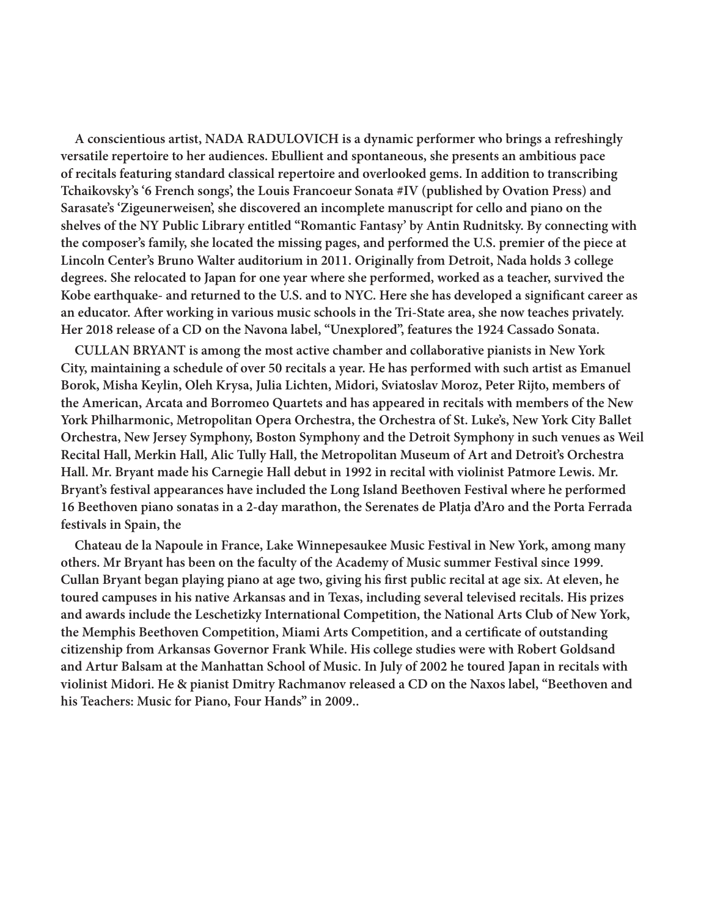A conscientious artist, NADA RADULOVICH is a dynamic performer who brings a refreshingly versatile repertoire to her audiences. Ebullient and spontaneous, she presents an ambitious pace of recitals featuring standard classical repertoire and overlooked gems. In addition to transcribing Tchaikovsky's '6 French songs', the Louis Francoeur Sonata #IV (published by Ovation Press) and Sarasate's 'Zigeunerweisen', she discovered an incomplete manuscript for cello and piano on the shelves of the NY Public Library entitled "Romantic Fantasy" by Antin Rudnitsky. By connecting with the composer's family, she located the missing pages, and performed the U.S. premier of the piece at Lincoln Center's Bruno Walter auditorium in 2011. Originally from Detroit, Nada holds 3 college degrees. She relocated to Japan for one year where she performed, worked as a teacher, survived the Kobe earthquake- and returned to the U.S. and to NYC. Here she has developed a significant career as an educator. After working in various music schools in the Tri-State area, she now teaches privately. Her 2018 release of a CD on the Navona label, "Unexplored", features the 1924 Cassado Sonata.

CULLAN BRYANT is among the most active chamber and collaborative pianists in New York City, maintaining a schedule of over 50 recitals a year. He has performed with such artist as Emanuel Borok, Misha Keylin, Oleh Krysa, Julia Lichten, Midori, Sviatoslav Moroz, Peter Rijto, members of the American, Arcata and Borromeo Quartets and has appeared in recitals with members of the New York Philharmonic, Metropolitan Opera Orchestra, the Orchestra of St. Luke's, New York City Ballet Orchestra, New Jersey Symphony, Boston Symphony and the Detroit Symphony in such venues as Weil Recital Hall, Merkin Hall, Alic Tully Hall, the Metropolitan Museum of Art and Detroit's Orchestra Hall. Mr. Bryant made his Carnegie Hall debut in 1992 in recital with violinist Patmore Lewis. Mr. Bryant's festival appearances have included the Long Island Beethoven Festival where he performed 16 Beethoven piano sonatas in a 2-day marathon, the Serenates de Platja d'Aro and the Porta Ferrada festivals in Spain, the

Chateau de la Napoule in France, Lake Winnepesaukee Music Festival in New York, among many others. Mr Bryant has been on the faculty of the Academy of Music summer Festival since 1999. Cullan Bryant began playing piano at age two, giving his first public recital at age six. At eleven, he toured campuses in his native Arkansas and in Texas, including several televised recitals. His prizes and awards include the Leschetizky International Competition, the National Arts Club of New York, the Memphis Beethoven Competition, Miami Arts Competition, and a certificate of outstanding citizenship from Arkansas Governor Frank While. His college studies were with Robert Goldsand and Artur Balsam at the Manhattan School of Music. In July of 2002 he toured Japan in recitals with violinist Midori. He & pianist Dmitry Rachmanov released a CD on the Naxos label, "Beethoven and his Teachers: Music for Piano, Four Hands" in 2009..